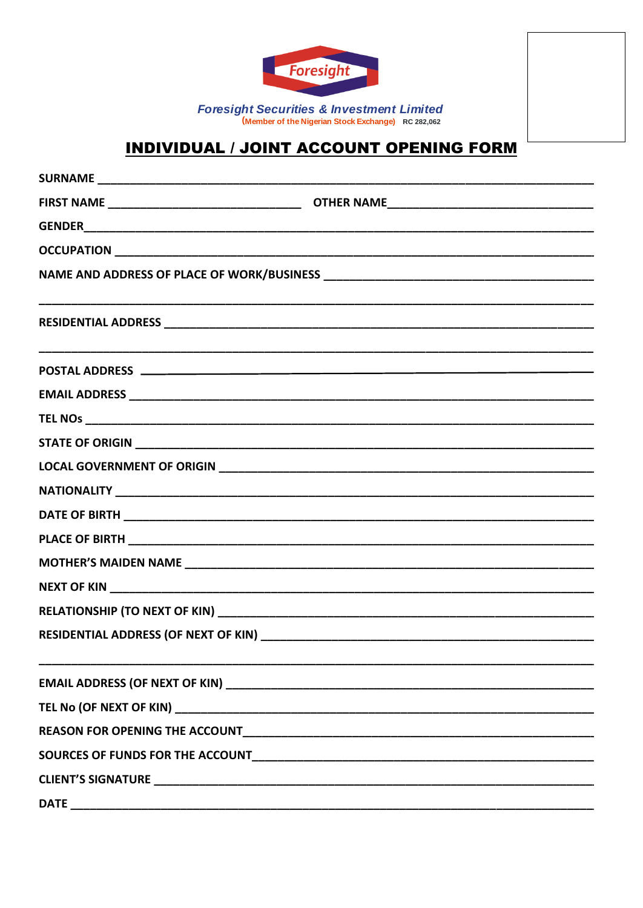Foresight

*Foresight Securities & Investment Limited*

(Member of the Nigerian Stock Exchange) RC 282,062

# INDIVIDUAL / JOINT ACCOUNT OPENING FORM

**SURNAME** ________________________________________________________________

**FIRST NAME** ______________________________ **OTHER NAME**______________________________

**GENDER**________________________________________________________________

**OCCUPATION** ________________________________________________________________

**NAME AND ADDRESS OF PLACE OF WORK/BUSINESS** ________________________________________

________________________________________________________________________________

**RESIDENTIAL ADDRESS** ________________________________________________________________

________________________________________________________________________________

**POSTAL ADDRESS** ________________________________________________________________

**EMAIL ADDRESS** ________________________________________________________________

**TEL NOs** ________________________________________________________________

**STATE OF ORIGIN** ________________________________________________________________

**LOCAL GOVERNMENT OF ORIGIN** ________________________________________________________

**NATIONALITY** ________________________________________________________________

**DATE OF BIRTH** ________________________________________________________________

**PLACE OF BIRTH** ________________________________________________________________

**MOTHER'S MAIDEN NAME** ________________________________________________________________

**NEXT OF KIN** ________________________________________________________________

**RELATIONSHIP (TO NEXT OF KIN)** ________________________________________________________

**RESIDENTIAL ADDRESS (OF NEXT OF KIN)** ________________________________________________

________________________________________________________________________________

**EMAIL ADDRESS (OF NEXT OF KIN)** ______________________________________________________

**TEL No (OF NEXT OF KIN)** ________________________________________________________________

**REASON FOR OPENING THE ACCOUNT**______________________________________________________

**SOURCES OF FUNDS FOR THE ACCOUNT**____________________________________________________

**CLIENT'S SIGNATURE** ________________________________________________________________

**DATE** ________________________________________________________________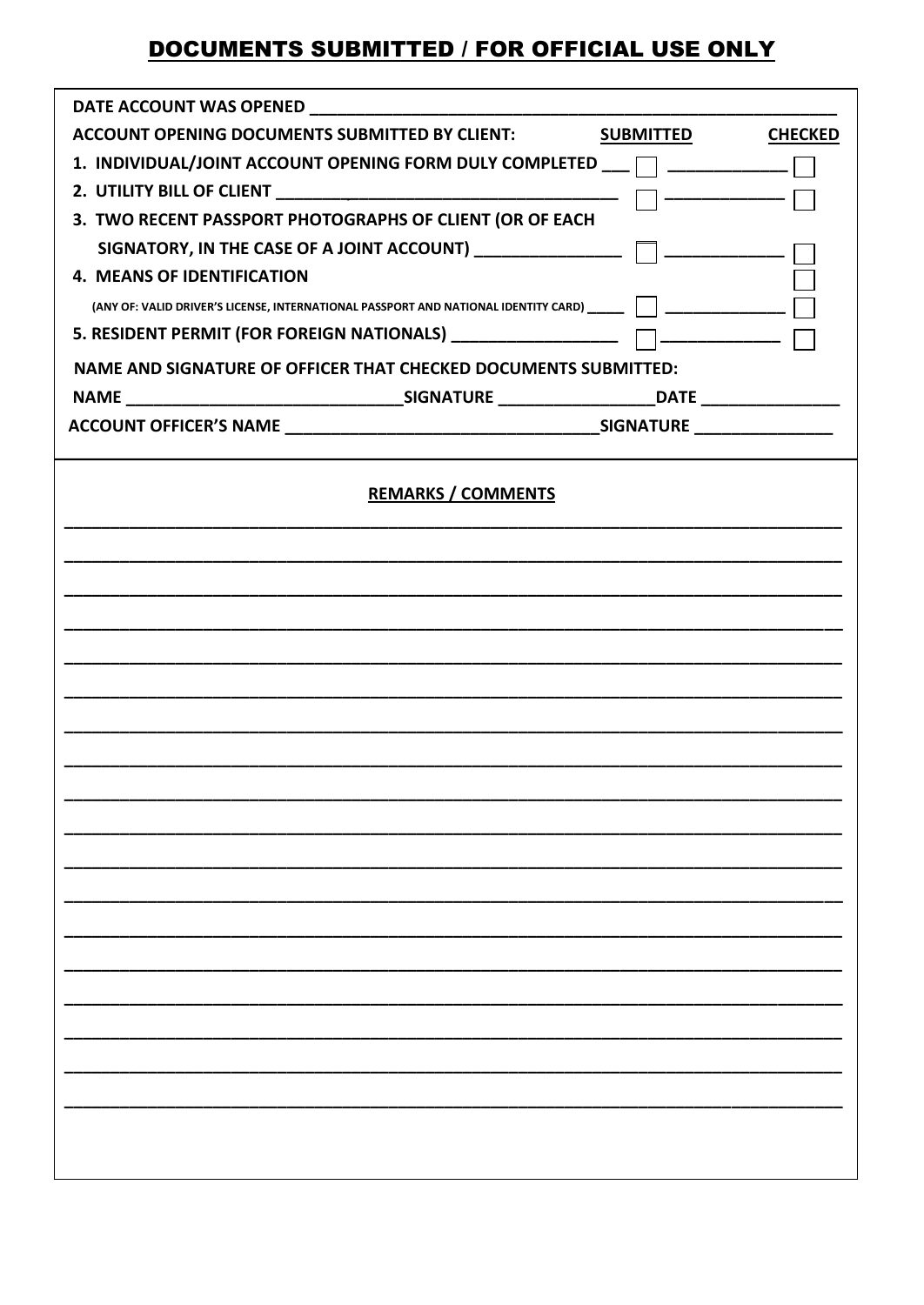# DOCUMENTS SUBMITTED / FOR OFFICIAL USE ONLY

**DATE ACCOUNT WAS OPENED** ____________________________________________________________

| ACCOUNT OPENING DOCUMENTS SUBMITTED BY CLIENT: | SUBMITTED | CHECKED |
|---|---|---|
| 1. INDIVIDUAL/JOINT ACCOUNT OPENING FORM DULY COMPLETED ___ | ☐ ____________ | ☐ |
| 2. UTILITY BILL OF CLIENT ____________________________________ | ☐ ____________ | ☐ |
| 3. TWO RECENT PASSPORT PHOTOGRAPHS OF CLIENT (OR OF EACH SIGNATORY, IN THE CASE OF A JOINT ACCOUNT) _______________ | ☐ ____________ | ☐ |
| 4. MEANS OF IDENTIFICATION | | ☐ |
| (ANY OF: VALID DRIVER'S LICENSE, INTERNATIONAL PASSPORT AND NATIONAL IDENTITY CARD) _____ | ☐ ____________ | ☐ |
| 5. RESIDENT PERMIT (FOR FOREIGN NATIONALS) _________________ | ☐ ____________ | ☐ |

**NAME AND SIGNATURE OF OFFICER THAT CHECKED DOCUMENTS SUBMITTED:**

**NAME** ______________________________ **SIGNATURE** _________________ **DATE** _______________

**ACCOUNT OFFICER'S NAME** __________________________________ **SIGNATURE** _______________

## REMARKS / COMMENTS

___________________________________________________________________________________

___________________________________________________________________________________

___________________________________________________________________________________

___________________________________________________________________________________

___________________________________________________________________________________

___________________________________________________________________________________

___________________________________________________________________________________

___________________________________________________________________________________

___________________________________________________________________________________

___________________________________________________________________________________

___________________________________________________________________________________

___________________________________________________________________________________

___________________________________________________________________________________

___________________________________________________________________________________

___________________________________________________________________________________

___________________________________________________________________________________

___________________________________________________________________________________

___________________________________________________________________________________